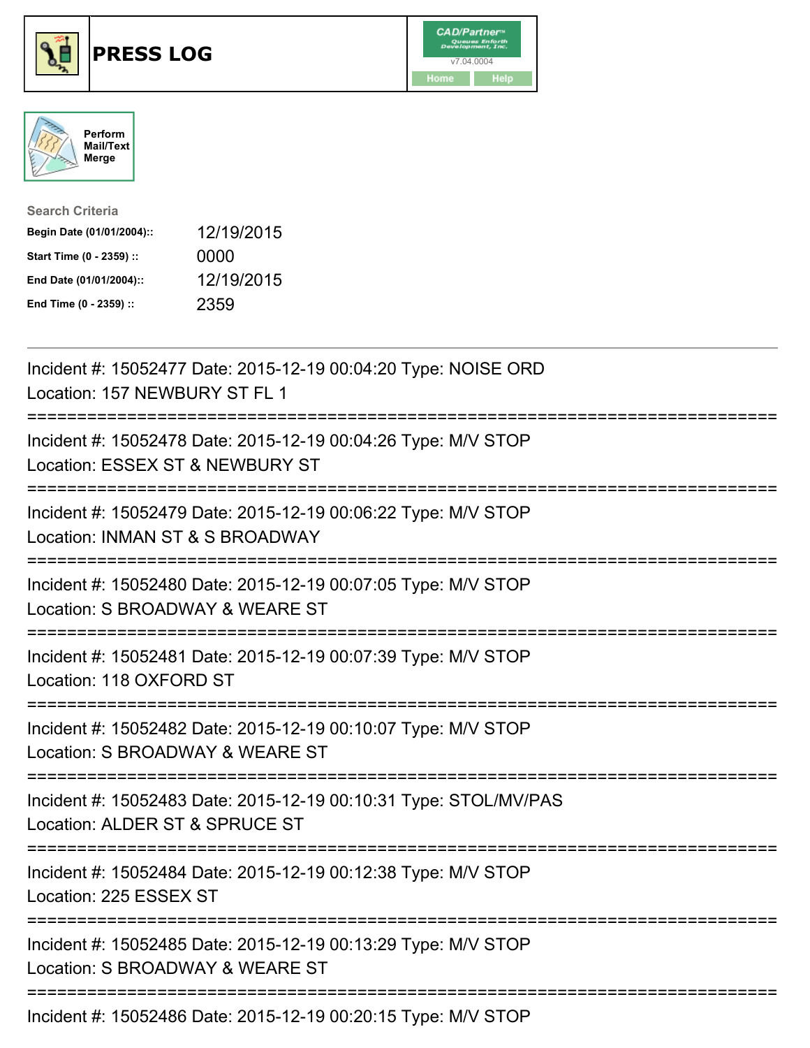# PRESS LOG

CAD/Partner™
v7.04.0004
Home Help

Perform Mail/Text Merge

**Search Criteria**

| | |
|---|---|
| **Begin Date (01/01/2004)::** | 12/19/2015 |
| **Start Time (0 - 2359) ::** | 0000 |
| **End Date (01/01/2004)::** | 12/19/2015 |
| **End Time (0 - 2359) ::** | 2359 |

---

Incident #: 15052477 Date: 2015-12-19 00:04:20 Type: NOISE ORD
Location: 157 NEWBURY ST FL 1

===========================================================================

Incident #: 15052478 Date: 2015-12-19 00:04:26 Type: M/V STOP
Location: ESSEX ST & NEWBURY ST

===========================================================================

Incident #: 15052479 Date: 2015-12-19 00:06:22 Type: M/V STOP
Location: INMAN ST & S BROADWAY

===========================================================================

Incident #: 15052480 Date: 2015-12-19 00:07:05 Type: M/V STOP
Location: S BROADWAY & WEARE ST

===========================================================================

Incident #: 15052481 Date: 2015-12-19 00:07:39 Type: M/V STOP
Location: 118 OXFORD ST

===========================================================================

Incident #: 15052482 Date: 2015-12-19 00:10:07 Type: M/V STOP
Location: S BROADWAY & WEARE ST

===========================================================================

Incident #: 15052483 Date: 2015-12-19 00:10:31 Type: STOL/MV/PAS
Location: ALDER ST & SPRUCE ST

===========================================================================

Incident #: 15052484 Date: 2015-12-19 00:12:38 Type: M/V STOP
Location: 225 ESSEX ST

===========================================================================

Incident #: 15052485 Date: 2015-12-19 00:13:29 Type: M/V STOP
Location: S BROADWAY & WEARE ST

===========================================================================

Incident #: 15052486 Date: 2015-12-19 00:20:15 Type: M/V STOP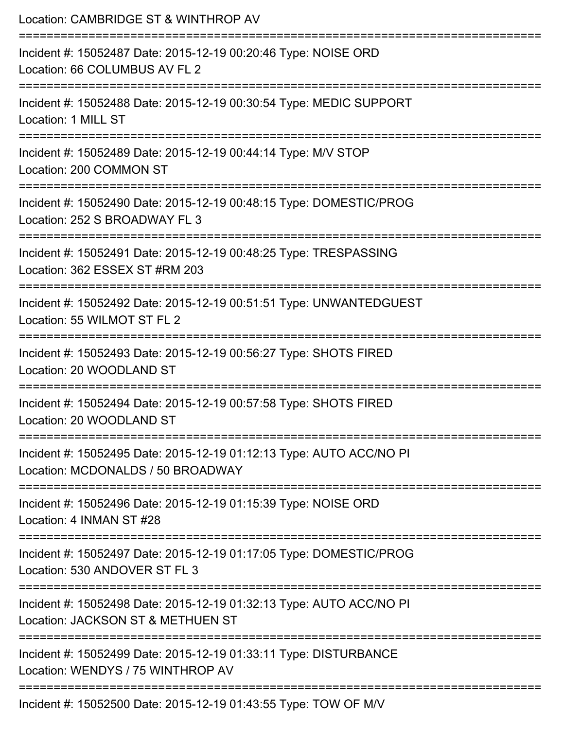Location: CAMBRIDGE ST & WINTHROP AV

===========================================================================

Incident #: 15052487 Date: 2015-12-19 00:20:46 Type: NOISE ORD
Location: 66 COLUMBUS AV FL 2

===========================================================================

Incident #: 15052488 Date: 2015-12-19 00:30:54 Type: MEDIC SUPPORT
Location: 1 MILL ST

===========================================================================

Incident #: 15052489 Date: 2015-12-19 00:44:14 Type: M/V STOP
Location: 200 COMMON ST

===========================================================================

Incident #: 15052490 Date: 2015-12-19 00:48:15 Type: DOMESTIC/PROG
Location: 252 S BROADWAY FL 3

===========================================================================

Incident #: 15052491 Date: 2015-12-19 00:48:25 Type: TRESPASSING
Location: 362 ESSEX ST #RM 203

===========================================================================

Incident #: 15052492 Date: 2015-12-19 00:51:51 Type: UNWANTEDGUEST
Location: 55 WILMOT ST FL 2

===========================================================================

Incident #: 15052493 Date: 2015-12-19 00:56:27 Type: SHOTS FIRED
Location: 20 WOODLAND ST

===========================================================================

Incident #: 15052494 Date: 2015-12-19 00:57:58 Type: SHOTS FIRED
Location: 20 WOODLAND ST

===========================================================================

Incident #: 15052495 Date: 2015-12-19 01:12:13 Type: AUTO ACC/NO PI
Location: MCDONALDS / 50 BROADWAY

===========================================================================

Incident #: 15052496 Date: 2015-12-19 01:15:39 Type: NOISE ORD
Location: 4 INMAN ST #28

===========================================================================

Incident #: 15052497 Date: 2015-12-19 01:17:05 Type: DOMESTIC/PROG
Location: 530 ANDOVER ST FL 3

===========================================================================

Incident #: 15052498 Date: 2015-12-19 01:32:13 Type: AUTO ACC/NO PI
Location: JACKSON ST & METHUEN ST

===========================================================================

Incident #: 15052499 Date: 2015-12-19 01:33:11 Type: DISTURBANCE
Location: WENDYS / 75 WINTHROP AV

===========================================================================

Incident #: 15052500 Date: 2015-12-19 01:43:55 Type: TOW OF M/V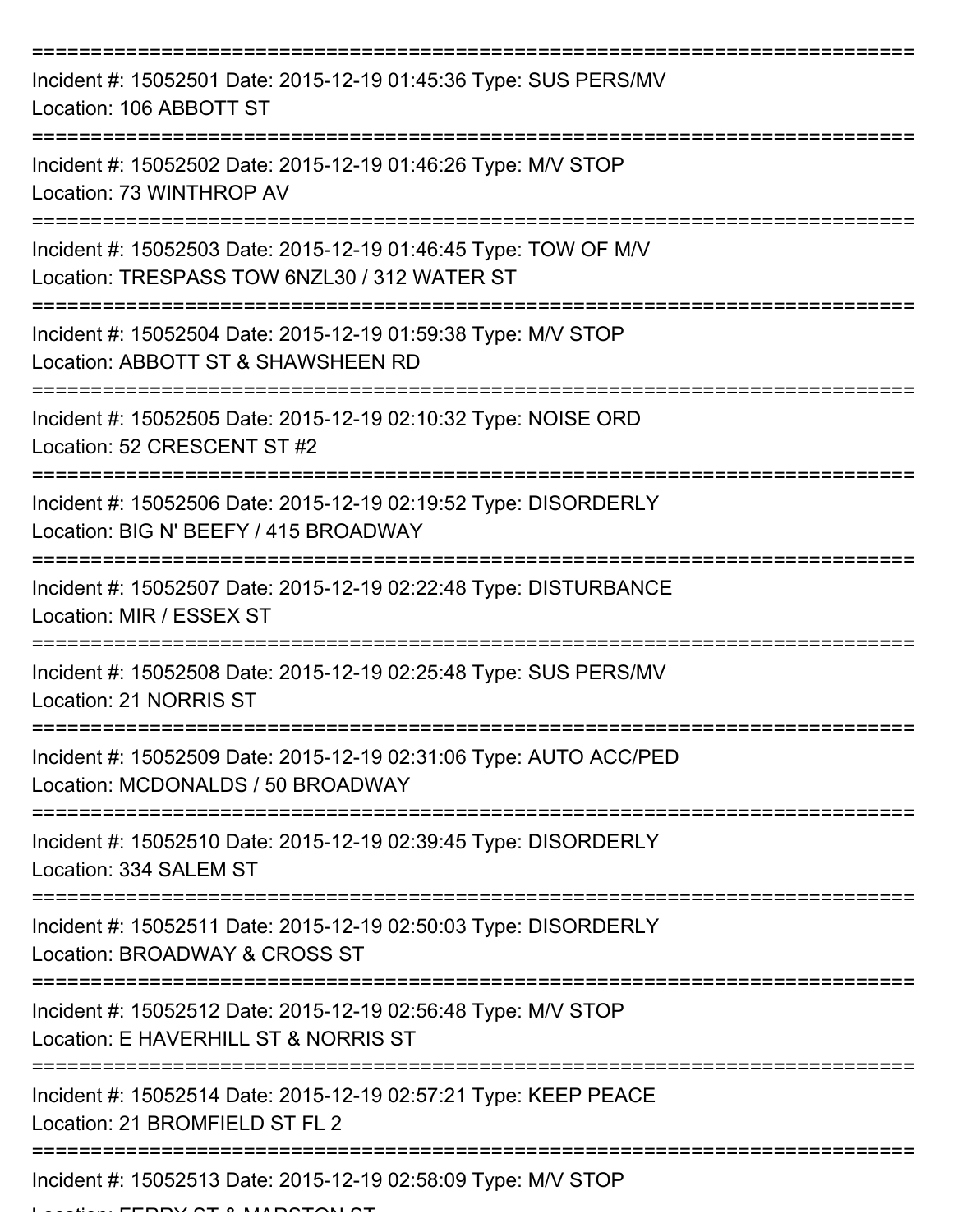===========================================================================
Incident #: 15052501 Date: 2015-12-19 01:45:36 Type: SUS PERS/MV
Location: 106 ABBOTT ST
===========================================================================
Incident #: 15052502 Date: 2015-12-19 01:46:26 Type: M/V STOP
Location: 73 WINTHROP AV
===========================================================================
Incident #: 15052503 Date: 2015-12-19 01:46:45 Type: TOW OF M/V
Location: TRESPASS TOW 6NZL30 / 312 WATER ST
===========================================================================
Incident #: 15052504 Date: 2015-12-19 01:59:38 Type: M/V STOP
Location: ABBOTT ST & SHAWSHEEN RD
===========================================================================
Incident #: 15052505 Date: 2015-12-19 02:10:32 Type: NOISE ORD
Location: 52 CRESCENT ST #2
===========================================================================
Incident #: 15052506 Date: 2015-12-19 02:19:52 Type: DISORDERLY
Location: BIG N' BEEFY / 415 BROADWAY
===========================================================================
Incident #: 15052507 Date: 2015-12-19 02:22:48 Type: DISTURBANCE
Location: MIR / ESSEX ST
===========================================================================
Incident #: 15052508 Date: 2015-12-19 02:25:48 Type: SUS PERS/MV
Location: 21 NORRIS ST
===========================================================================
Incident #: 15052509 Date: 2015-12-19 02:31:06 Type: AUTO ACC/PED
Location: MCDONALDS / 50 BROADWAY
===========================================================================
Incident #: 15052510 Date: 2015-12-19 02:39:45 Type: DISORDERLY
Location: 334 SALEM ST
===========================================================================
Incident #: 15052511 Date: 2015-12-19 02:50:03 Type: DISORDERLY
Location: BROADWAY & CROSS ST
===========================================================================
Incident #: 15052512 Date: 2015-12-19 02:56:48 Type: M/V STOP
Location: E HAVERHILL ST & NORRIS ST
===========================================================================
Incident #: 15052514 Date: 2015-12-19 02:57:21 Type: KEEP PEACE
Location: 21 BROMFIELD ST FL 2
===========================================================================
Incident #: 15052513 Date: 2015-12-19 02:58:09 Type: M/V STOP
Location: FERRY ST & MARSTON ST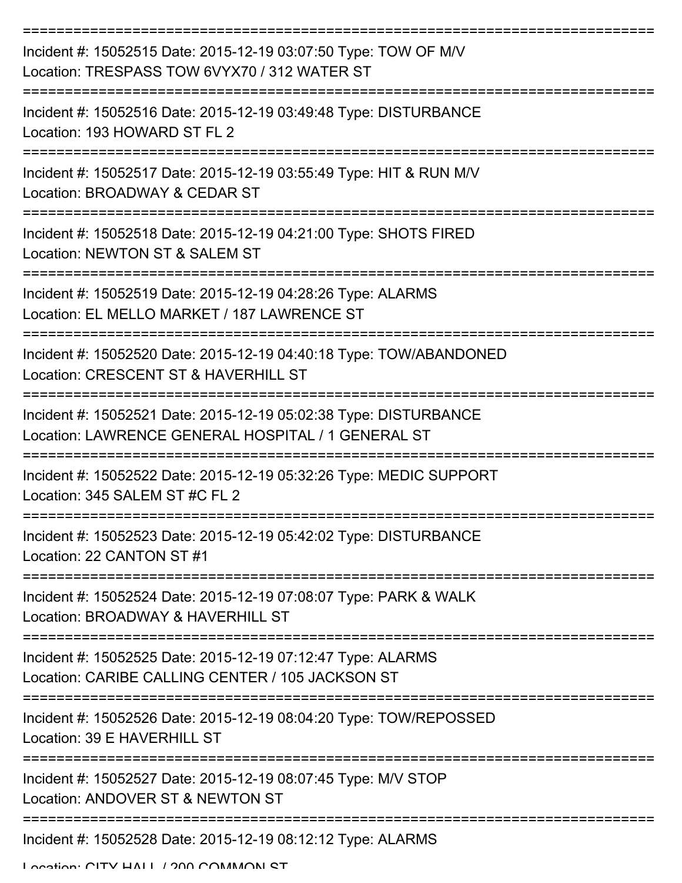===========================================================================

Incident #: 15052515 Date: 2015-12-19 03:07:50 Type: TOW OF M/V

Location: TRESPASS TOW 6VYX70 / 312 WATER ST

===========================================================================

Incident #: 15052516 Date: 2015-12-19 03:49:48 Type: DISTURBANCE

Location: 193 HOWARD ST FL 2

===========================================================================

Incident #: 15052517 Date: 2015-12-19 03:55:49 Type: HIT & RUN M/V

Location: BROADWAY & CEDAR ST

===========================================================================

Incident #: 15052518 Date: 2015-12-19 04:21:00 Type: SHOTS FIRED

Location: NEWTON ST & SALEM ST

===========================================================================

Incident #: 15052519 Date: 2015-12-19 04:28:26 Type: ALARMS

Location: EL MELLO MARKET / 187 LAWRENCE ST

===========================================================================

Incident #: 15052520 Date: 2015-12-19 04:40:18 Type: TOW/ABANDONED

Location: CRESCENT ST & HAVERHILL ST

===========================================================================

Incident #: 15052521 Date: 2015-12-19 05:02:38 Type: DISTURBANCE

Location: LAWRENCE GENERAL HOSPITAL / 1 GENERAL ST

===========================================================================

Incident #: 15052522 Date: 2015-12-19 05:32:26 Type: MEDIC SUPPORT

Location: 345 SALEM ST #C FL 2

===========================================================================

Incident #: 15052523 Date: 2015-12-19 05:42:02 Type: DISTURBANCE

Location: 22 CANTON ST #1

===========================================================================

Incident #: 15052524 Date: 2015-12-19 07:08:07 Type: PARK & WALK

Location: BROADWAY & HAVERHILL ST

===========================================================================

Incident #: 15052525 Date: 2015-12-19 07:12:47 Type: ALARMS

Location: CARIBE CALLING CENTER / 105 JACKSON ST

===========================================================================

Incident #: 15052526 Date: 2015-12-19 08:04:20 Type: TOW/REPOSSED

Location: 39 E HAVERHILL ST

===========================================================================

Incident #: 15052527 Date: 2015-12-19 08:07:45 Type: M/V STOP

Location: ANDOVER ST & NEWTON ST

===========================================================================

Incident #: 15052528 Date: 2015-12-19 08:12:12 Type: ALARMS

Location: CITY HALL / 200 COMMON ST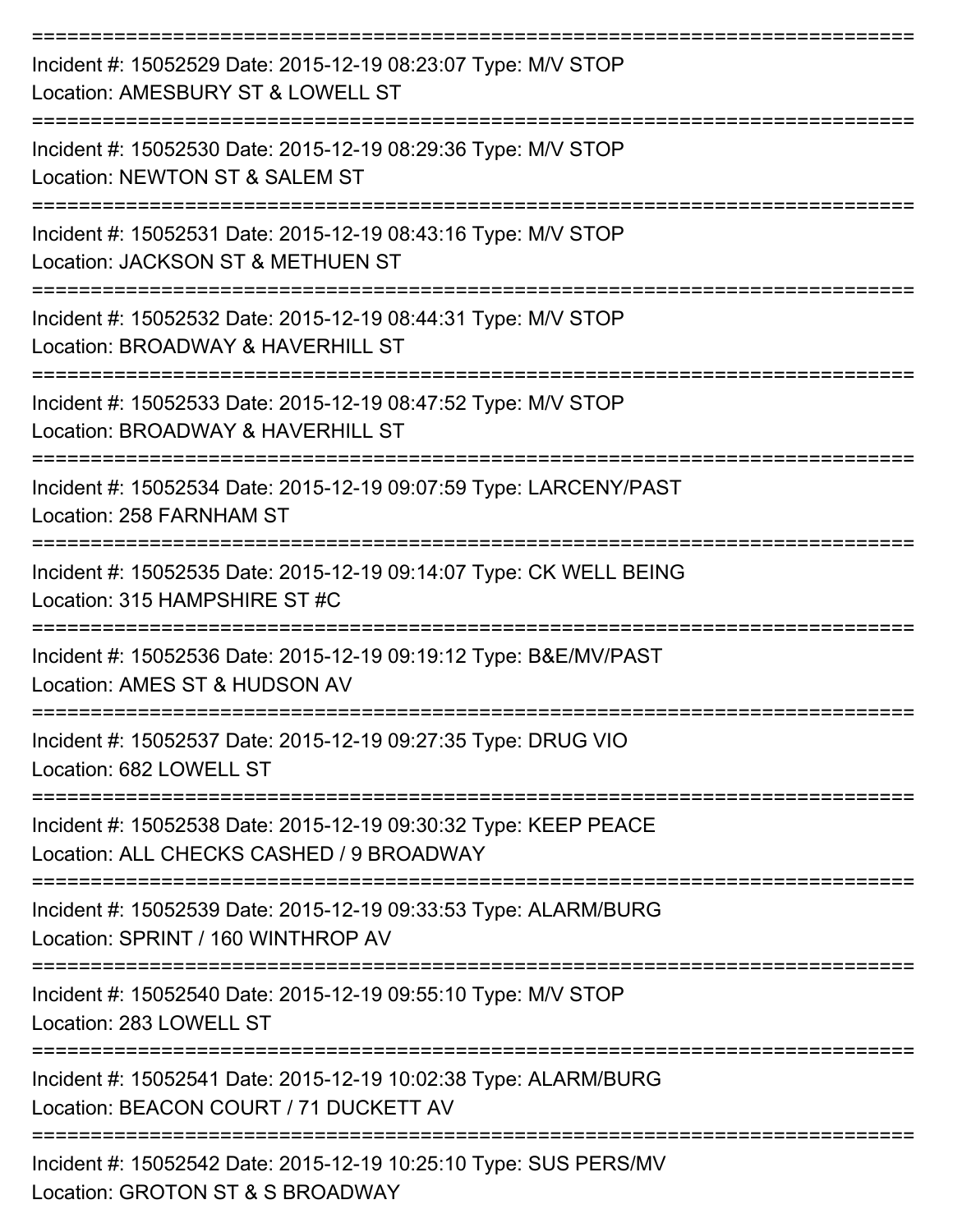===========================================================================

Incident #: 15052529 Date: 2015-12-19 08:23:07 Type: M/V STOP
Location: AMESBURY ST & LOWELL ST

===========================================================================

Incident #: 15052530 Date: 2015-12-19 08:29:36 Type: M/V STOP
Location: NEWTON ST & SALEM ST

===========================================================================

Incident #: 15052531 Date: 2015-12-19 08:43:16 Type: M/V STOP
Location: JACKSON ST & METHUEN ST

===========================================================================

Incident #: 15052532 Date: 2015-12-19 08:44:31 Type: M/V STOP
Location: BROADWAY & HAVERHILL ST

===========================================================================

Incident #: 15052533 Date: 2015-12-19 08:47:52 Type: M/V STOP
Location: BROADWAY & HAVERHILL ST

===========================================================================

Incident #: 15052534 Date: 2015-12-19 09:07:59 Type: LARCENY/PAST
Location: 258 FARNHAM ST

===========================================================================

Incident #: 15052535 Date: 2015-12-19 09:14:07 Type: CK WELL BEING
Location: 315 HAMPSHIRE ST #C

===========================================================================

Incident #: 15052536 Date: 2015-12-19 09:19:12 Type: B&E/MV/PAST
Location: AMES ST & HUDSON AV

===========================================================================

Incident #: 15052537 Date: 2015-12-19 09:27:35 Type: DRUG VIO
Location: 682 LOWELL ST

===========================================================================

Incident #: 15052538 Date: 2015-12-19 09:30:32 Type: KEEP PEACE
Location: ALL CHECKS CASHED / 9 BROADWAY

===========================================================================

Incident #: 15052539 Date: 2015-12-19 09:33:53 Type: ALARM/BURG
Location: SPRINT / 160 WINTHROP AV

===========================================================================

Incident #: 15052540 Date: 2015-12-19 09:55:10 Type: M/V STOP
Location: 283 LOWELL ST

===========================================================================

Incident #: 15052541 Date: 2015-12-19 10:02:38 Type: ALARM/BURG
Location: BEACON COURT / 71 DUCKETT AV

===========================================================================

Incident #: 15052542 Date: 2015-12-19 10:25:10 Type: SUS PERS/MV
Location: GROTON ST & S BROADWAY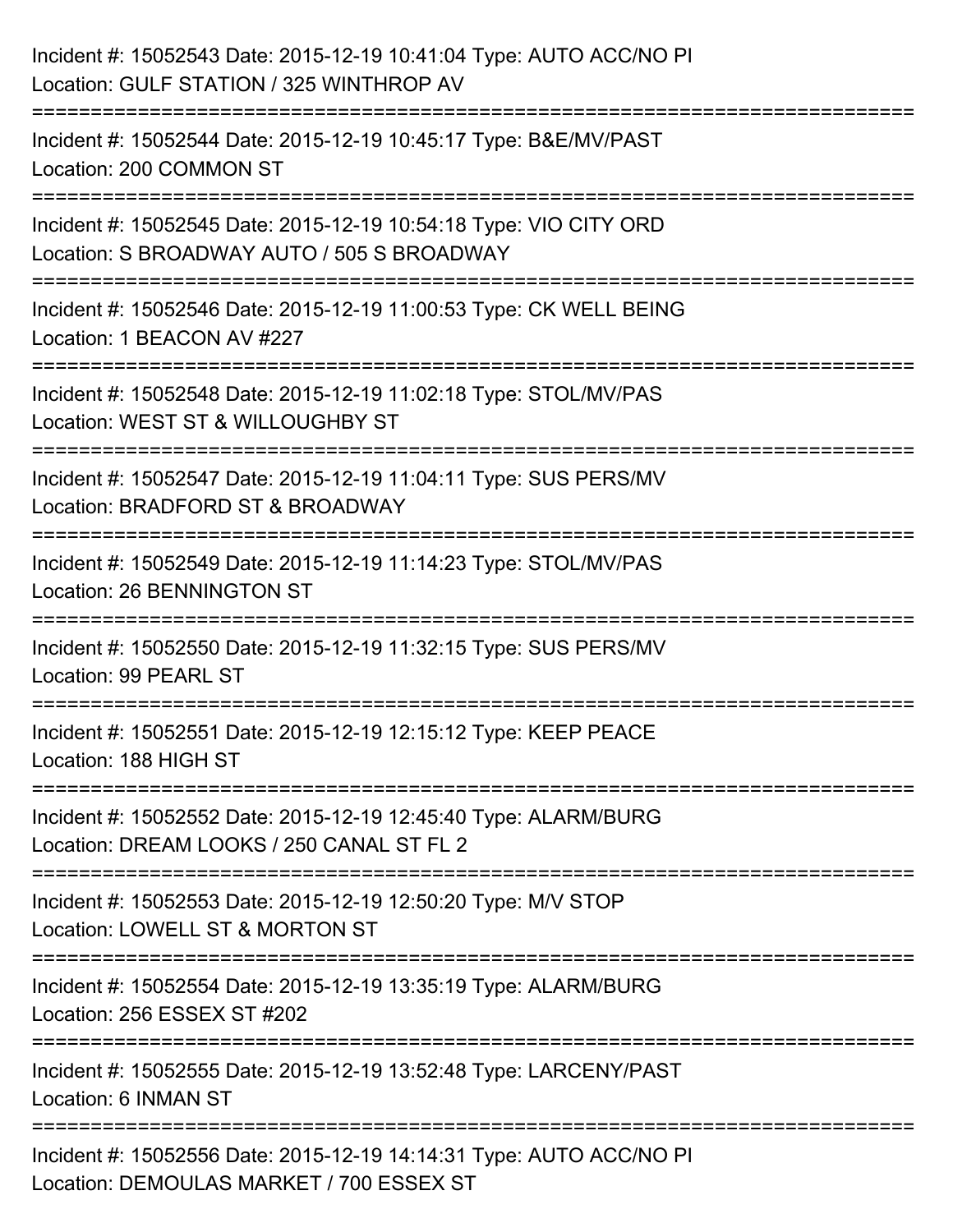Incident #: 15052543 Date: 2015-12-19 10:41:04 Type: AUTO ACC/NO PI
Location: GULF STATION / 325 WINTHROP AV

===========================================================================

Incident #: 15052544 Date: 2015-12-19 10:45:17 Type: B&E/MV/PAST
Location: 200 COMMON ST

===========================================================================

Incident #: 15052545 Date: 2015-12-19 10:54:18 Type: VIO CITY ORD
Location: S BROADWAY AUTO / 505 S BROADWAY

===========================================================================

Incident #: 15052546 Date: 2015-12-19 11:00:53 Type: CK WELL BEING
Location: 1 BEACON AV #227

===========================================================================

Incident #: 15052548 Date: 2015-12-19 11:02:18 Type: STOL/MV/PAS
Location: WEST ST & WILLOUGHBY ST

===========================================================================

Incident #: 15052547 Date: 2015-12-19 11:04:11 Type: SUS PERS/MV
Location: BRADFORD ST & BROADWAY

===========================================================================

Incident #: 15052549 Date: 2015-12-19 11:14:23 Type: STOL/MV/PAS
Location: 26 BENNINGTON ST

===========================================================================

Incident #: 15052550 Date: 2015-12-19 11:32:15 Type: SUS PERS/MV
Location: 99 PEARL ST

===========================================================================

Incident #: 15052551 Date: 2015-12-19 12:15:12 Type: KEEP PEACE
Location: 188 HIGH ST

===========================================================================

Incident #: 15052552 Date: 2015-12-19 12:45:40 Type: ALARM/BURG
Location: DREAM LOOKS / 250 CANAL ST FL 2

===========================================================================

Incident #: 15052553 Date: 2015-12-19 12:50:20 Type: M/V STOP
Location: LOWELL ST & MORTON ST

===========================================================================

Incident #: 15052554 Date: 2015-12-19 13:35:19 Type: ALARM/BURG
Location: 256 ESSEX ST #202

===========================================================================

Incident #: 15052555 Date: 2015-12-19 13:52:48 Type: LARCENY/PAST
Location: 6 INMAN ST

===========================================================================

Incident #: 15052556 Date: 2015-12-19 14:14:31 Type: AUTO ACC/NO PI
Location: DEMOULAS MARKET / 700 ESSEX ST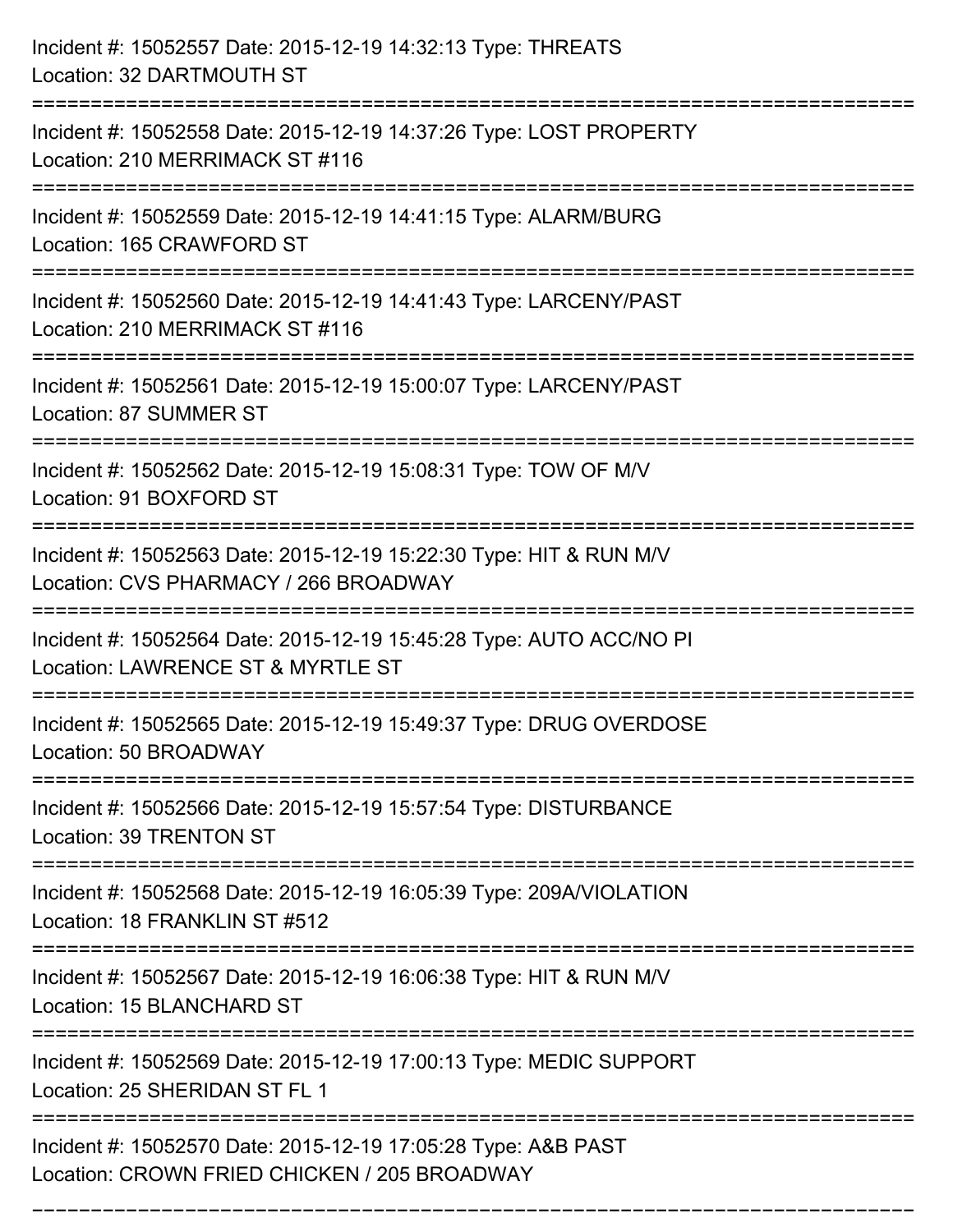Incident #: 15052557 Date: 2015-12-19 14:32:13 Type: THREATS
Location: 32 DARTMOUTH ST

===========================================================================

Incident #: 15052558 Date: 2015-12-19 14:37:26 Type: LOST PROPERTY
Location: 210 MERRIMACK ST #116

===========================================================================

Incident #: 15052559 Date: 2015-12-19 14:41:15 Type: ALARM/BURG
Location: 165 CRAWFORD ST

===========================================================================

Incident #: 15052560 Date: 2015-12-19 14:41:43 Type: LARCENY/PAST
Location: 210 MERRIMACK ST #116

===========================================================================

Incident #: 15052561 Date: 2015-12-19 15:00:07 Type: LARCENY/PAST
Location: 87 SUMMER ST

===========================================================================

Incident #: 15052562 Date: 2015-12-19 15:08:31 Type: TOW OF M/V
Location: 91 BOXFORD ST

===========================================================================

Incident #: 15052563 Date: 2015-12-19 15:22:30 Type: HIT & RUN M/V
Location: CVS PHARMACY / 266 BROADWAY

===========================================================================

Incident #: 15052564 Date: 2015-12-19 15:45:28 Type: AUTO ACC/NO PI
Location: LAWRENCE ST & MYRTLE ST

===========================================================================

Incident #: 15052565 Date: 2015-12-19 15:49:37 Type: DRUG OVERDOSE
Location: 50 BROADWAY

===========================================================================

Incident #: 15052566 Date: 2015-12-19 15:57:54 Type: DISTURBANCE
Location: 39 TRENTON ST

===========================================================================

Incident #: 15052568 Date: 2015-12-19 16:05:39 Type: 209A/VIOLATION
Location: 18 FRANKLIN ST #512

===========================================================================

Incident #: 15052567 Date: 2015-12-19 16:06:38 Type: HIT & RUN M/V
Location: 15 BLANCHARD ST

===========================================================================

Incident #: 15052569 Date: 2015-12-19 17:00:13 Type: MEDIC SUPPORT
Location: 25 SHERIDAN ST FL 1

===========================================================================

Incident #: 15052570 Date: 2015-12-19 17:05:28 Type: A&B PAST
Location: CROWN FRIED CHICKEN / 205 BROADWAY

===========================================================================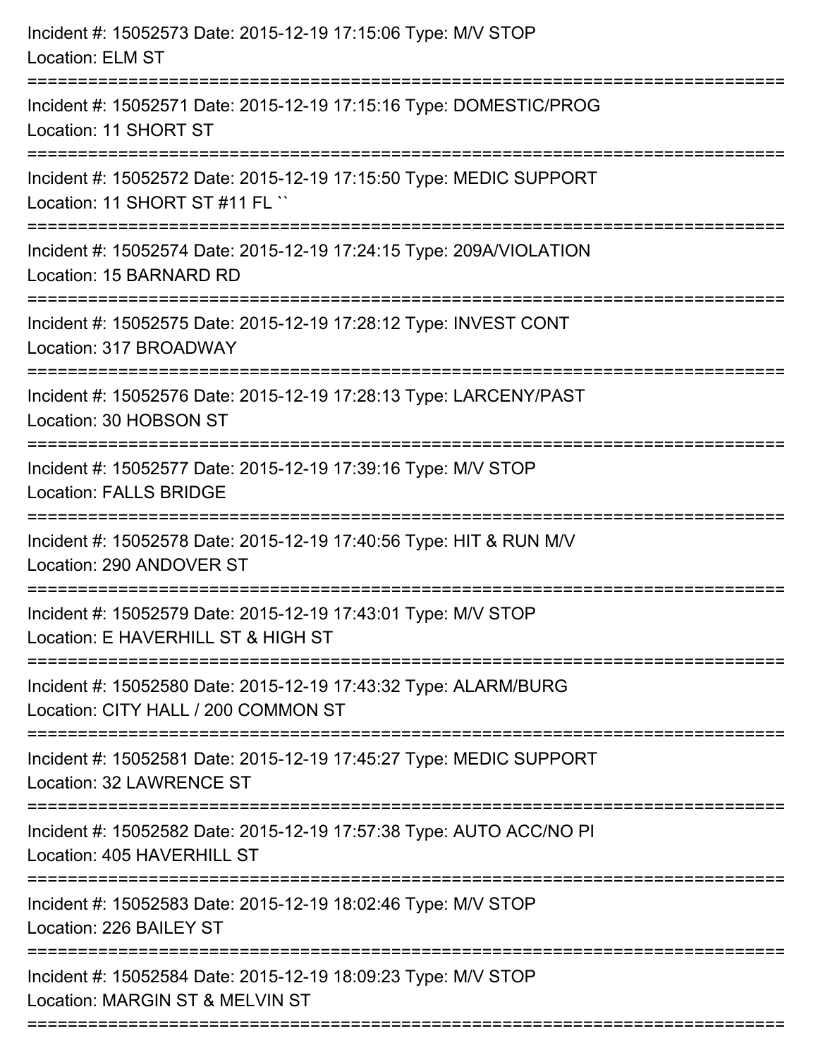Incident #: 15052573 Date: 2015-12-19 17:15:06 Type: M/V STOP
Location: ELM ST

===========================================================================

Incident #: 15052571 Date: 2015-12-19 17:15:16 Type: DOMESTIC/PROG
Location: 11 SHORT ST

===========================================================================

Incident #: 15052572 Date: 2015-12-19 17:15:50 Type: MEDIC SUPPORT
Location: 11 SHORT ST #11 FL ``

===========================================================================

Incident #: 15052574 Date: 2015-12-19 17:24:15 Type: 209A/VIOLATION
Location: 15 BARNARD RD

===========================================================================

Incident #: 15052575 Date: 2015-12-19 17:28:12 Type: INVEST CONT
Location: 317 BROADWAY

===========================================================================

Incident #: 15052576 Date: 2015-12-19 17:28:13 Type: LARCENY/PAST
Location: 30 HOBSON ST

===========================================================================

Incident #: 15052577 Date: 2015-12-19 17:39:16 Type: M/V STOP
Location: FALLS BRIDGE

===========================================================================

Incident #: 15052578 Date: 2015-12-19 17:40:56 Type: HIT & RUN M/V
Location: 290 ANDOVER ST

===========================================================================

Incident #: 15052579 Date: 2015-12-19 17:43:01 Type: M/V STOP
Location: E HAVERHILL ST & HIGH ST

===========================================================================

Incident #: 15052580 Date: 2015-12-19 17:43:32 Type: ALARM/BURG
Location: CITY HALL / 200 COMMON ST

===========================================================================

Incident #: 15052581 Date: 2015-12-19 17:45:27 Type: MEDIC SUPPORT
Location: 32 LAWRENCE ST

===========================================================================

Incident #: 15052582 Date: 2015-12-19 17:57:38 Type: AUTO ACC/NO PI
Location: 405 HAVERHILL ST

===========================================================================

Incident #: 15052583 Date: 2015-12-19 18:02:46 Type: M/V STOP
Location: 226 BAILEY ST

===========================================================================

Incident #: 15052584 Date: 2015-12-19 18:09:23 Type: M/V STOP
Location: MARGIN ST & MELVIN ST

===========================================================================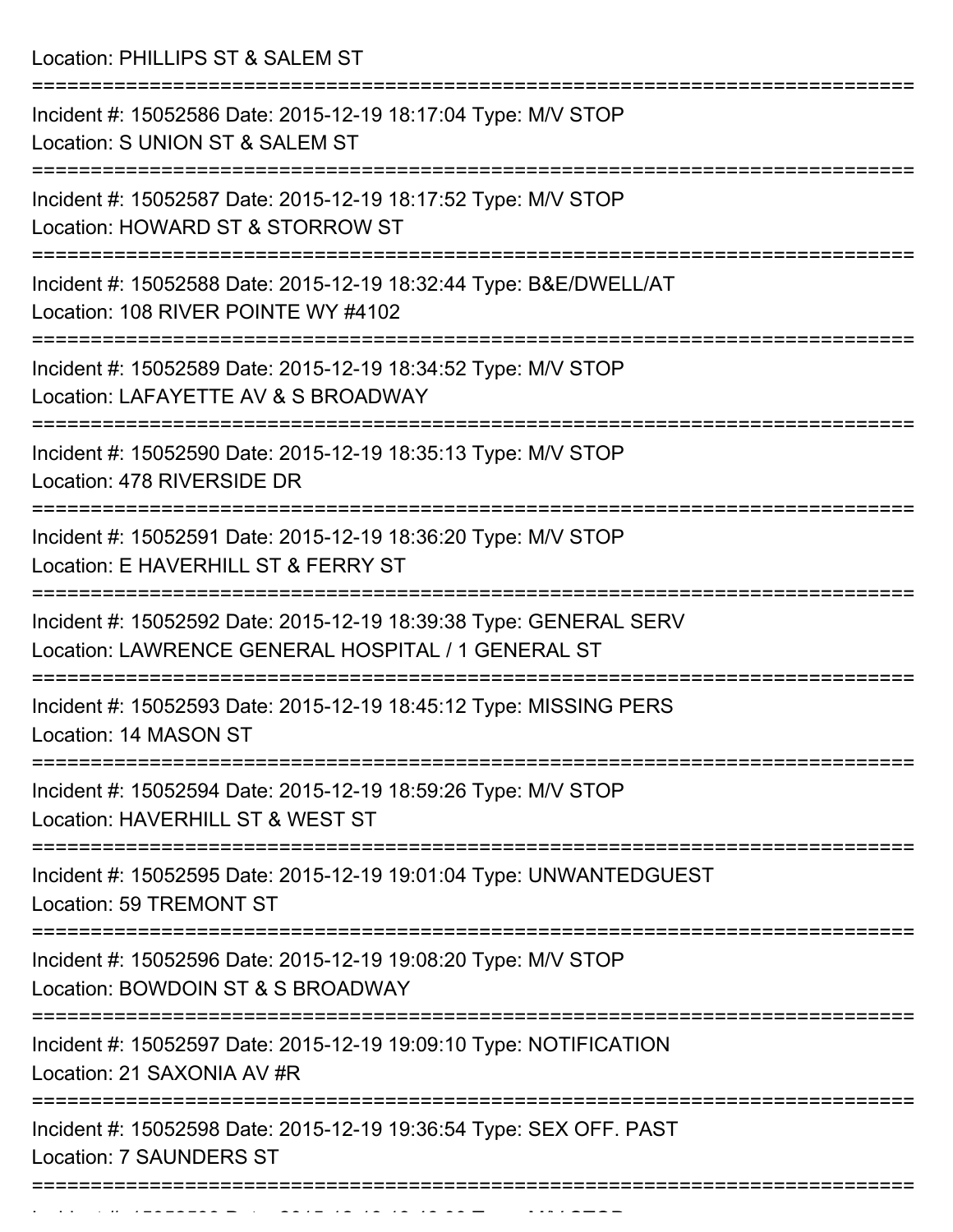Location: PHILLIPS ST & SALEM ST

===========================================================================

Incident #: 15052586 Date: 2015-12-19 18:17:04 Type: M/V STOP
Location: S UNION ST & SALEM ST

===========================================================================

Incident #: 15052587 Date: 2015-12-19 18:17:52 Type: M/V STOP
Location: HOWARD ST & STORROW ST

===========================================================================

Incident #: 15052588 Date: 2015-12-19 18:32:44 Type: B&E/DWELL/AT
Location: 108 RIVER POINTE WY #4102

===========================================================================

Incident #: 15052589 Date: 2015-12-19 18:34:52 Type: M/V STOP
Location: LAFAYETTE AV & S BROADWAY

===========================================================================

Incident #: 15052590 Date: 2015-12-19 18:35:13 Type: M/V STOP
Location: 478 RIVERSIDE DR

===========================================================================

Incident #: 15052591 Date: 2015-12-19 18:36:20 Type: M/V STOP
Location: E HAVERHILL ST & FERRY ST

===========================================================================

Incident #: 15052592 Date: 2015-12-19 18:39:38 Type: GENERAL SERV
Location: LAWRENCE GENERAL HOSPITAL / 1 GENERAL ST

===========================================================================

Incident #: 15052593 Date: 2015-12-19 18:45:12 Type: MISSING PERS
Location: 14 MASON ST

===========================================================================

Incident #: 15052594 Date: 2015-12-19 18:59:26 Type: M/V STOP
Location: HAVERHILL ST & WEST ST

===========================================================================

Incident #: 15052595 Date: 2015-12-19 19:01:04 Type: UNWANTEDGUEST
Location: 59 TREMONT ST

===========================================================================

Incident #: 15052596 Date: 2015-12-19 19:08:20 Type: M/V STOP
Location: BOWDOIN ST & S BROADWAY

===========================================================================

Incident #: 15052597 Date: 2015-12-19 19:09:10 Type: NOTIFICATION
Location: 21 SAXONIA AV #R

===========================================================================

Incident #: 15052598 Date: 2015-12-19 19:36:54 Type: SEX OFF. PAST
Location: 7 SAUNDERS ST

===========================================================================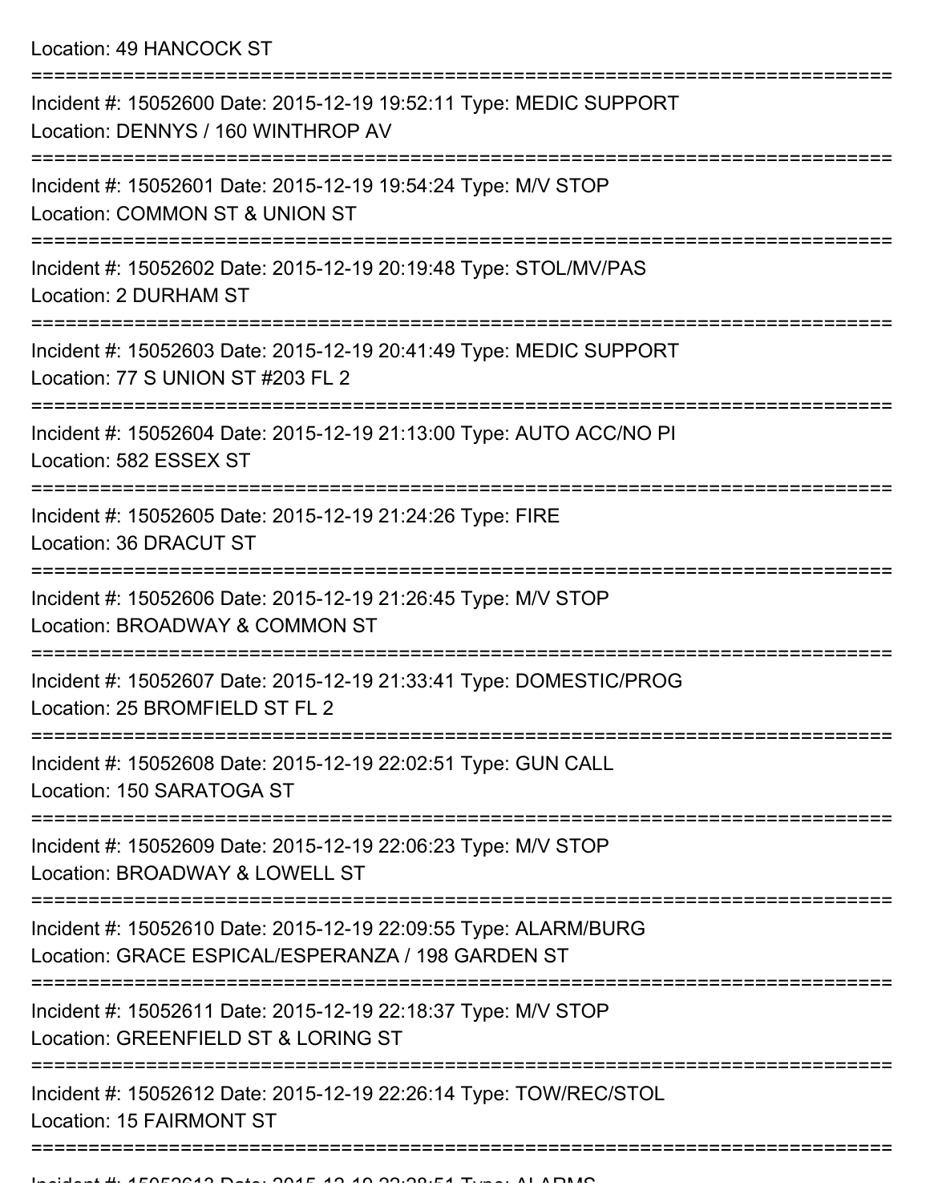Location: 49 HANCOCK ST

===========================================================================

Incident #: 15052600 Date: 2015-12-19 19:52:11 Type: MEDIC SUPPORT
Location: DENNYS / 160 WINTHROP AV

===========================================================================

Incident #: 15052601 Date: 2015-12-19 19:54:24 Type: M/V STOP
Location: COMMON ST & UNION ST

===========================================================================

Incident #: 15052602 Date: 2015-12-19 20:19:48 Type: STOL/MV/PAS
Location: 2 DURHAM ST

===========================================================================

Incident #: 15052603 Date: 2015-12-19 20:41:49 Type: MEDIC SUPPORT
Location: 77 S UNION ST #203 FL 2

===========================================================================

Incident #: 15052604 Date: 2015-12-19 21:13:00 Type: AUTO ACC/NO PI
Location: 582 ESSEX ST

===========================================================================

Incident #: 15052605 Date: 2015-12-19 21:24:26 Type: FIRE
Location: 36 DRACUT ST

===========================================================================

Incident #: 15052606 Date: 2015-12-19 21:26:45 Type: M/V STOP
Location: BROADWAY & COMMON ST

===========================================================================

Incident #: 15052607 Date: 2015-12-19 21:33:41 Type: DOMESTIC/PROG
Location: 25 BROMFIELD ST FL 2

===========================================================================

Incident #: 15052608 Date: 2015-12-19 22:02:51 Type: GUN CALL
Location: 150 SARATOGA ST

===========================================================================

Incident #: 15052609 Date: 2015-12-19 22:06:23 Type: M/V STOP
Location: BROADWAY & LOWELL ST

===========================================================================

Incident #: 15052610 Date: 2015-12-19 22:09:55 Type: ALARM/BURG
Location: GRACE ESPICAL/ESPERANZA / 198 GARDEN ST

===========================================================================

Incident #: 15052611 Date: 2015-12-19 22:18:37 Type: M/V STOP
Location: GREENFIELD ST & LORING ST

===========================================================================

Incident #: 15052612 Date: 2015-12-19 22:26:14 Type: TOW/REC/STOL
Location: 15 FAIRMONT ST

===========================================================================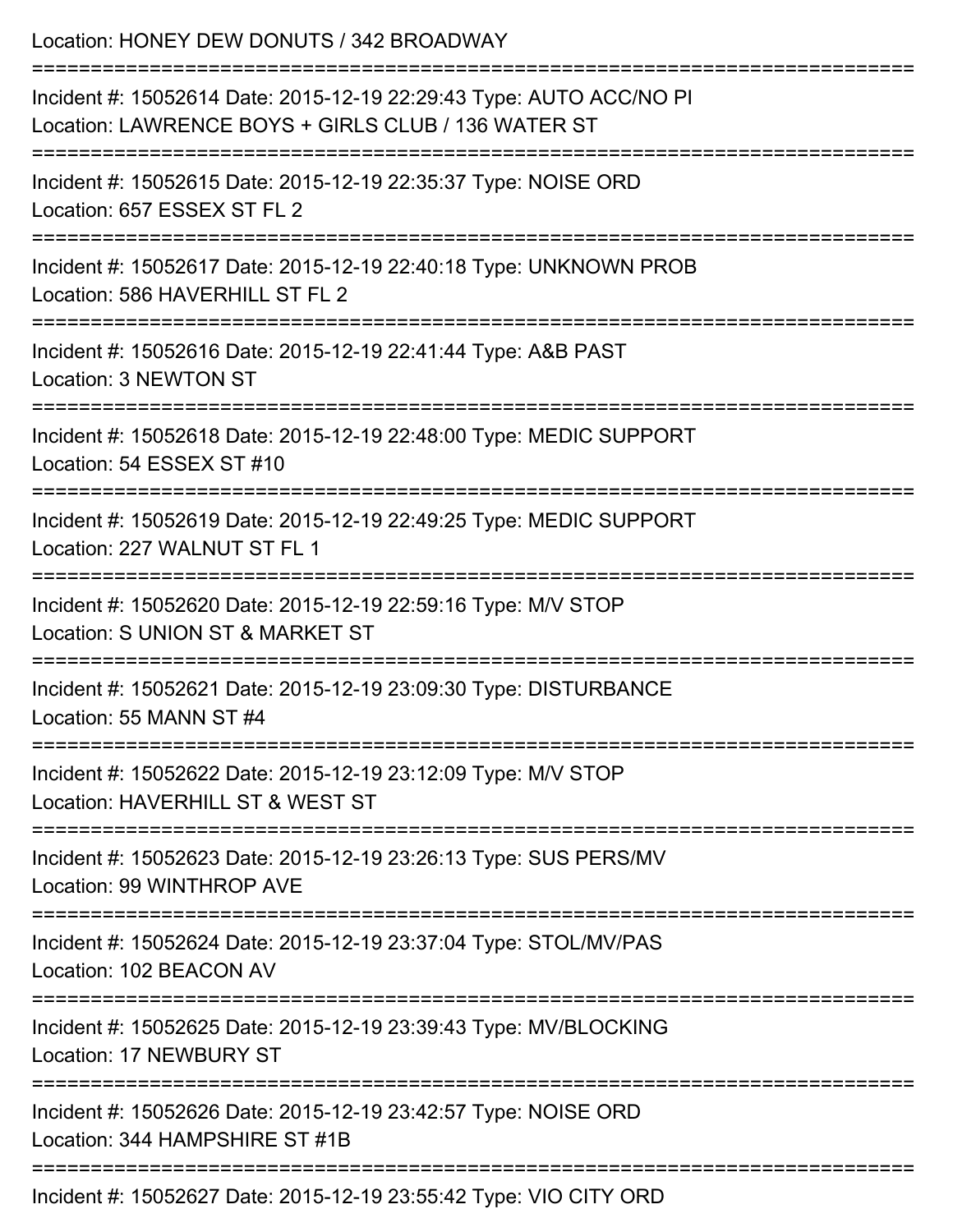Location: HONEY DEW DONUTS / 342 BROADWAY

===========================================================================

Incident #: 15052614 Date: 2015-12-19 22:29:43 Type: AUTO ACC/NO PI
Location: LAWRENCE BOYS + GIRLS CLUB / 136 WATER ST

===========================================================================

Incident #: 15052615 Date: 2015-12-19 22:35:37 Type: NOISE ORD
Location: 657 ESSEX ST FL 2

===========================================================================

Incident #: 15052617 Date: 2015-12-19 22:40:18 Type: UNKNOWN PROB
Location: 586 HAVERHILL ST FL 2

===========================================================================

Incident #: 15052616 Date: 2015-12-19 22:41:44 Type: A&B PAST
Location: 3 NEWTON ST

===========================================================================

Incident #: 15052618 Date: 2015-12-19 22:48:00 Type: MEDIC SUPPORT
Location: 54 ESSEX ST #10

===========================================================================

Incident #: 15052619 Date: 2015-12-19 22:49:25 Type: MEDIC SUPPORT
Location: 227 WALNUT ST FL 1

===========================================================================

Incident #: 15052620 Date: 2015-12-19 22:59:16 Type: M/V STOP
Location: S UNION ST & MARKET ST

===========================================================================

Incident #: 15052621 Date: 2015-12-19 23:09:30 Type: DISTURBANCE
Location: 55 MANN ST #4

===========================================================================

Incident #: 15052622 Date: 2015-12-19 23:12:09 Type: M/V STOP
Location: HAVERHILL ST & WEST ST

===========================================================================

Incident #: 15052623 Date: 2015-12-19 23:26:13 Type: SUS PERS/MV
Location: 99 WINTHROP AVE

===========================================================================

Incident #: 15052624 Date: 2015-12-19 23:37:04 Type: STOL/MV/PAS
Location: 102 BEACON AV

===========================================================================

Incident #: 15052625 Date: 2015-12-19 23:39:43 Type: MV/BLOCKING
Location: 17 NEWBURY ST

===========================================================================

Incident #: 15052626 Date: 2015-12-19 23:42:57 Type: NOISE ORD
Location: 344 HAMPSHIRE ST #1B

===========================================================================

Incident #: 15052627 Date: 2015-12-19 23:55:42 Type: VIO CITY ORD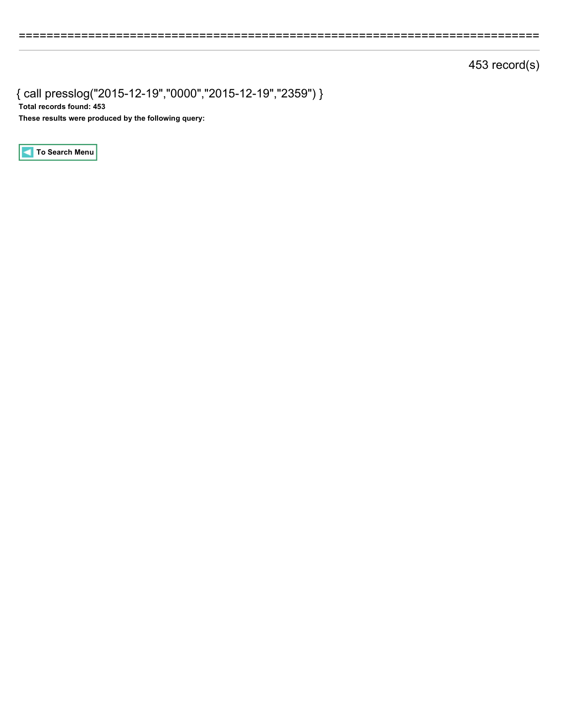===========================================================================

---

453 record(s)

{ call presslog("2015-12-19","0000","2015-12-19","2359") }

**Total records found: 453**

**These results were produced by the following query:**

**To Search Menu**